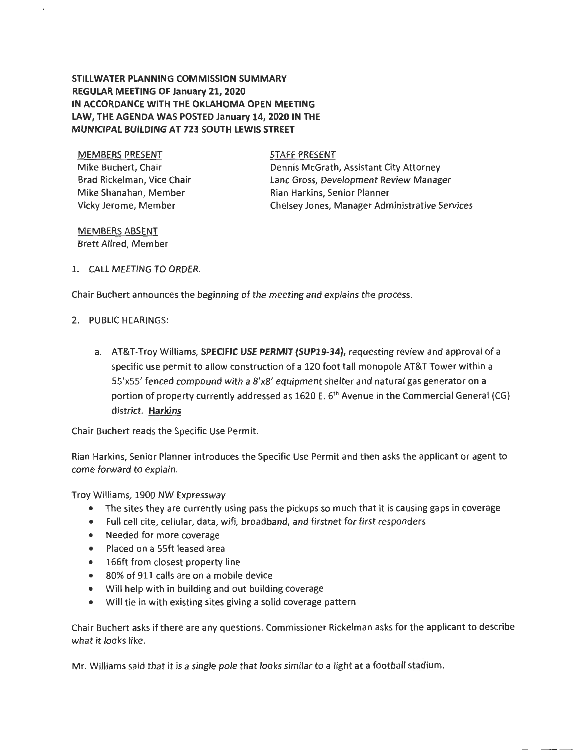**STILLWATER PLANNING COMMISSION SUMMARY**
**REGULAR MEETING OF January 21, 2020**
**IN ACCORDANCE WITH THE OKLAHOMA OPEN MEETING LAW, THE AGENDA WAS POSTED January 14, 2020 IN THE MUNICIPAL BUILDING AT 723 SOUTH LEWIS STREET**

MEMBERS PRESENT
Mike Buchert, Chair
Brad Rickelman, Vice Chair
Mike Shanahan, Member
Vicky Jerome, Member

STAFF PRESENT
Dennis McGrath, Assistant City Attorney
Lanc Gross, Development Review Manager
Rian Harkins, Senior Planner
Chelsey Jones, Manager Administrative Services

MEMBERS ABSENT
Brett Allred, Member

1. CALL MEETING TO ORDER.

Chair Buchert announces the beginning of the meeting and explains the process.

2. PUBLIC HEARINGS:

   a. AT&T-Troy Williams, **SPECIFIC USE PERMIT (SUP19-34),** requesting review and approval of a specific use permit to allow construction of a 120 foot tall monopole AT&T Tower within a 55'x55' fenced compound with a 8'x8' equipment shelter and natural gas generator on a portion of property currently addressed as 1620 E. 6th Avenue in the Commercial General (CG) district. **Harkins**

Chair Buchert reads the Specific Use Permit.

Rian Harkins, Senior Planner introduces the Specific Use Permit and then asks the applicant or agent to come forward to explain.

Troy Williams, 1900 NW Expressway

- The sites they are currently using pass the pickups so much that it is causing gaps in coverage
- Full cell cite, cellular, data, wifi, broadband, and firstnet for first responders
- Needed for more coverage
- Placed on a 55ft leased area
- 166ft from closest property line
- 80% of 911 calls are on a mobile device
- Will help with in building and out building coverage
- Will tie in with existing sites giving a solid coverage pattern

Chair Buchert asks if there are any questions. Commissioner Rickelman asks for the applicant to describe what it looks like.

Mr. Williams said that it is a single pole that looks similar to a light at a football stadium.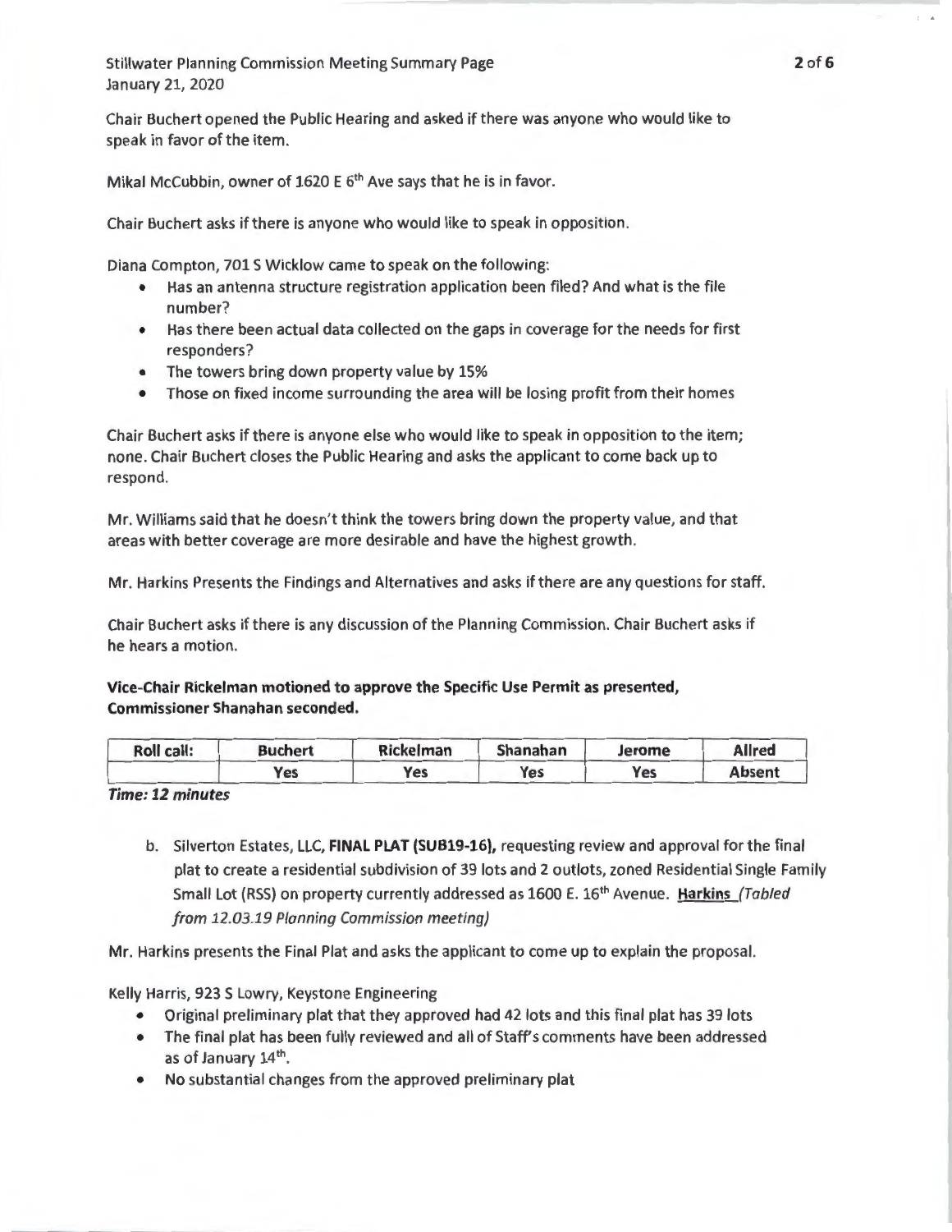Chair Buchert opened the Public Hearing and asked if there was anyone who would like to speak in favor of the item.

Mikal McCubbin, owner of 1620 E 6th Ave says that he is in favor.

Chair Buchert asks if there is anyone who would like to speak in opposition.

Diana Compton, 701 S Wicklow came to speak on the following:

- Has an antenna structure registration application been filed? And what is the file number?
- Has there been actual data collected on the gaps in coverage for the needs for first responders?
- The towers bring down property value by 15%
- Those on fixed income surrounding the area will be losing profit from their homes

Chair Buchert asks if there is anyone else who would like to speak in opposition to the item; none. Chair Buchert closes the Public Hearing and asks the applicant to come back up to respond.

Mr. Williams said that he doesn't think the towers bring down the property value, and that areas with better coverage are more desirable and have the highest growth.

Mr. Harkins Presents the Findings and Alternatives and asks if there are any questions for staff.

Chair Buchert asks if there is any discussion of the Planning Commission. Chair Buchert asks if he hears a motion.

**Vice-Chair Rickelman motioned to approve the Specific Use Permit as presented, Commissioner Shanahan seconded.**

| Roll call: | Buchert | Rickelman | Shanahan | Jerome | Allred |
|---|---|---|---|---|---|
| | Yes | Yes | Yes | Yes | Absent |

***Time: 12 minutes***

b. Silverton Estates, LLC, **FINAL PLAT (SUB19-16),** requesting review and approval for the final plat to create a residential subdivision of 39 lots and 2 outlots, zoned Residential Single Family Small Lot (RSS) on property currently addressed as 1600 E. 16th Avenue. **Harkins** *(Tabled from 12.03.19 Planning Commission meeting)*

Mr. Harkins presents the Final Plat and asks the applicant to come up to explain the proposal.

Kelly Harris, 923 S Lowry, Keystone Engineering

- Original preliminary plat that they approved had 42 lots and this final plat has 39 lots
- The final plat has been fully reviewed and all of Staff's comments have been addressed as of January 14th.
- No substantial changes from the approved preliminary plat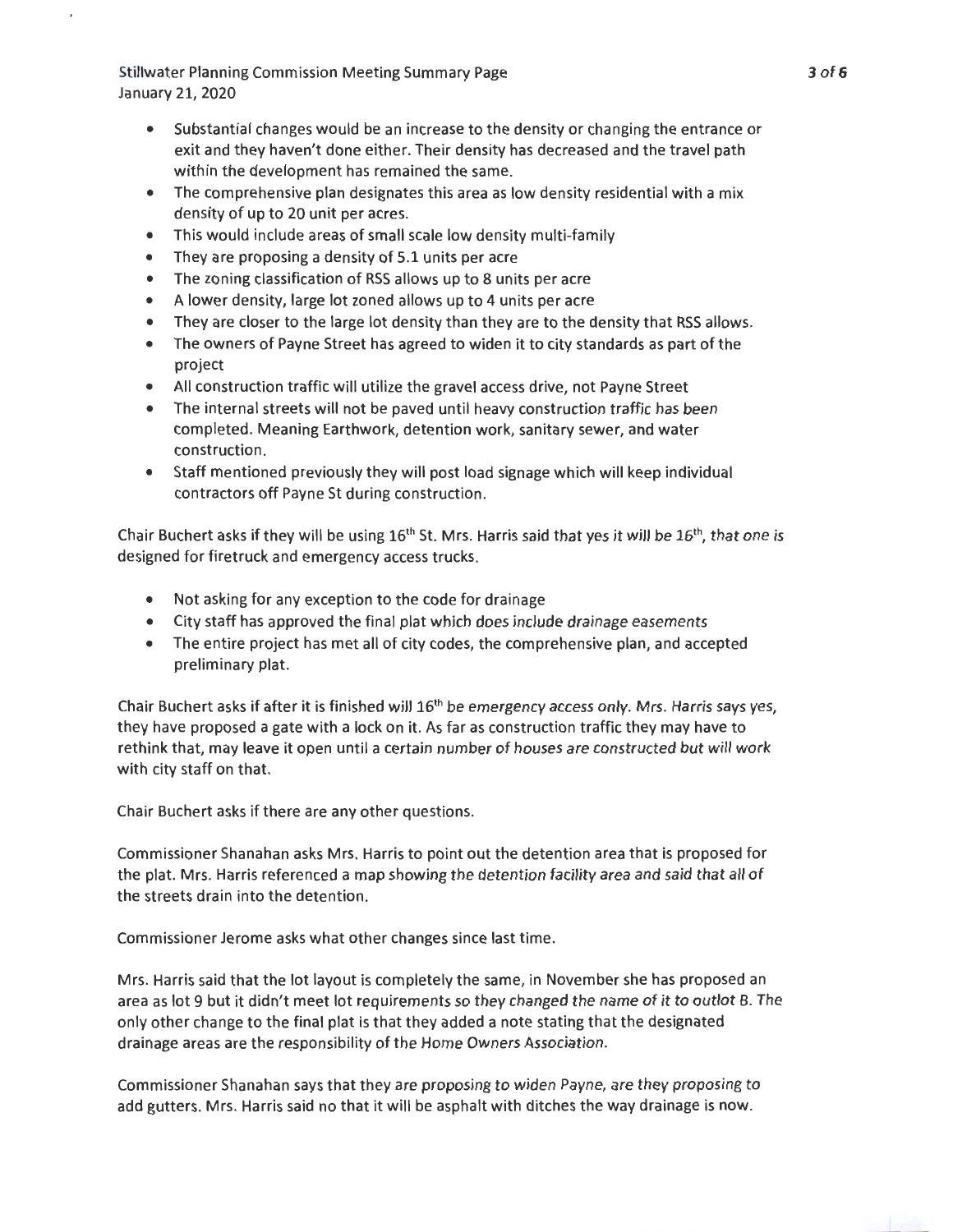- Substantial changes would be an increase to the density or changing the entrance or exit and they haven't done either. Their density has decreased and the travel path within the development has remained the same.
- The comprehensive plan designates this area as low density residential with a mix density of up to 20 unit per acres.
- This would include areas of small scale low density multi-family
- They are proposing a density of 5.1 units per acre
- The zoning classification of RSS allows up to 8 units per acre
- A lower density, large lot zoned allows up to 4 units per acre
- They are closer to the large lot density than they are to the density that RSS allows.
- The owners of Payne Street has agreed to widen it to city standards as part of the project
- All construction traffic will utilize the gravel access drive, not Payne Street
- The internal streets will not be paved until heavy construction traffic has been completed. Meaning Earthwork, detention work, sanitary sewer, and water construction.
- Staff mentioned previously they will post load signage which will keep individual contractors off Payne St during construction.

Chair Buchert asks if they will be using 16th St. Mrs. Harris said that yes it will be 16th, that one is designed for firetruck and emergency access trucks.

- Not asking for any exception to the code for drainage
- City staff has approved the final plat which does include drainage easements
- The entire project has met all of city codes, the comprehensive plan, and accepted preliminary plat.

Chair Buchert asks if after it is finished will 16th be emergency access only. Mrs. Harris says yes, they have proposed a gate with a lock on it. As far as construction traffic they may have to rethink that, may leave it open until a certain number of houses are constructed but will work with city staff on that.

Chair Buchert asks if there are any other questions.

Commissioner Shanahan asks Mrs. Harris to point out the detention area that is proposed for the plat. Mrs. Harris referenced a map showing the detention facility area and said that all of the streets drain into the detention.

Commissioner Jerome asks what other changes since last time.

Mrs. Harris said that the lot layout is completely the same, in November she has proposed an area as lot 9 but it didn't meet lot requirements so they changed the name of it to outlot B. The only other change to the final plat is that they added a note stating that the designated drainage areas are the responsibility of the Home Owners Association.

Commissioner Shanahan says that they are proposing to widen Payne, are they proposing to add gutters. Mrs. Harris said no that it will be asphalt with ditches the way drainage is now.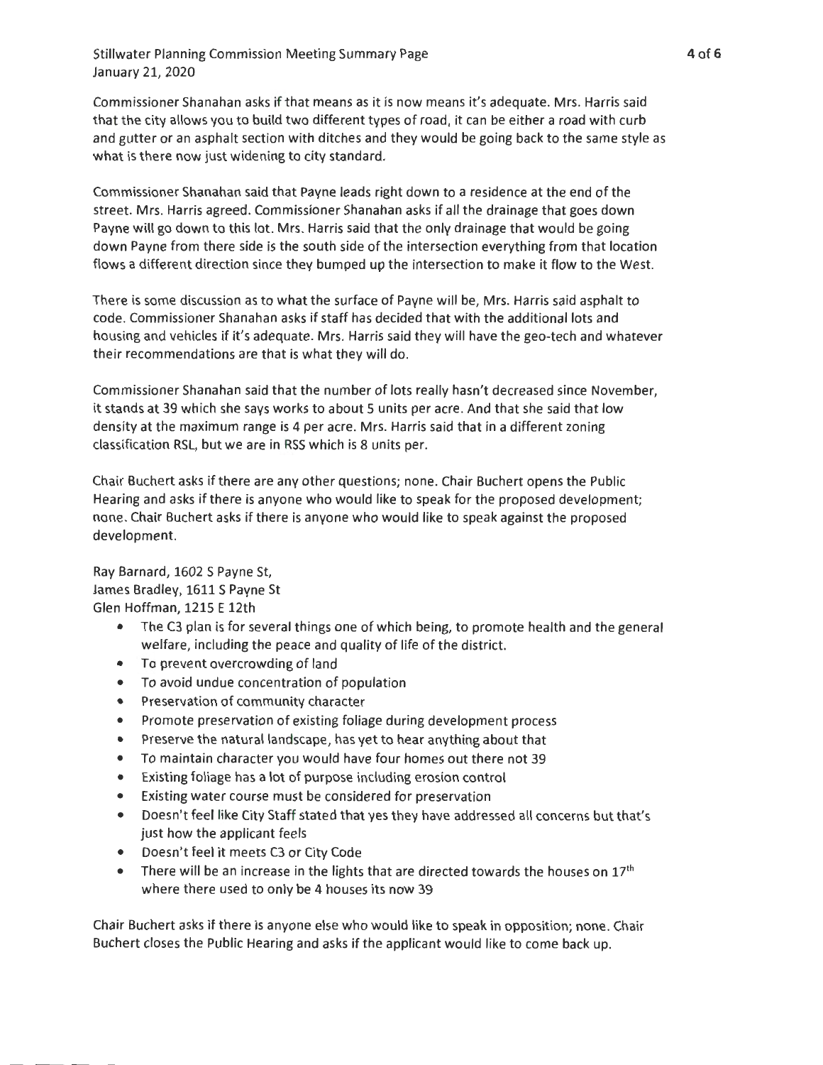Commissioner Shanahan asks if that means as it is now means it's adequate. Mrs. Harris said that the city allows you to build two different types of road, it can be either a road with curb and gutter or an asphalt section with ditches and they would be going back to the same style as what is there now just widening to city standard.

Commissioner Shanahan said that Payne leads right down to a residence at the end of the street. Mrs. Harris agreed. Commissioner Shanahan asks if all the drainage that goes down Payne will go down to this lot. Mrs. Harris said that the only drainage that would be going down Payne from there side is the south side of the intersection everything from that location flows a different direction since they bumped up the intersection to make it flow to the West.

There is some discussion as to what the surface of Payne will be, Mrs. Harris said asphalt to code. Commissioner Shanahan asks if staff has decided that with the additional lots and housing and vehicles if it's adequate. Mrs. Harris said they will have the geo-tech and whatever their recommendations are that is what they will do.

Commissioner Shanahan said that the number of lots really hasn't decreased since November, it stands at 39 which she says works to about 5 units per acre. And that she said that low density at the maximum range is 4 per acre. Mrs. Harris said that in a different zoning classification RSL, but we are in RSS which is 8 units per.

Chair Buchert asks if there are any other questions; none. Chair Buchert opens the Public Hearing and asks if there is anyone who would like to speak for the proposed development; none. Chair Buchert asks if there is anyone who would like to speak against the proposed development.

Ray Barnard, 1602 S Payne St,
James Bradley, 1611 S Payne St
Glen Hoffman, 1215 E 12th

- The C3 plan is for several things one of which being, to promote health and the general welfare, including the peace and quality of life of the district.
- To prevent overcrowding of land
- To avoid undue concentration of population
- Preservation of community character
- Promote preservation of existing foliage during development process
- Preserve the natural landscape, has yet to hear anything about that
- To maintain character you would have four homes out there not 39
- Existing foliage has a lot of purpose including erosion control
- Existing water course must be considered for preservation
- Doesn't feel like City Staff stated that yes they have addressed all concerns but that's just how the applicant feels
- Doesn't feel it meets C3 or City Code
- There will be an increase in the lights that are directed towards the houses on 17th where there used to only be 4 houses its now 39

Chair Buchert asks if there is anyone else who would like to speak in opposition; none. Chair Buchert closes the Public Hearing and asks if the applicant would like to come back up.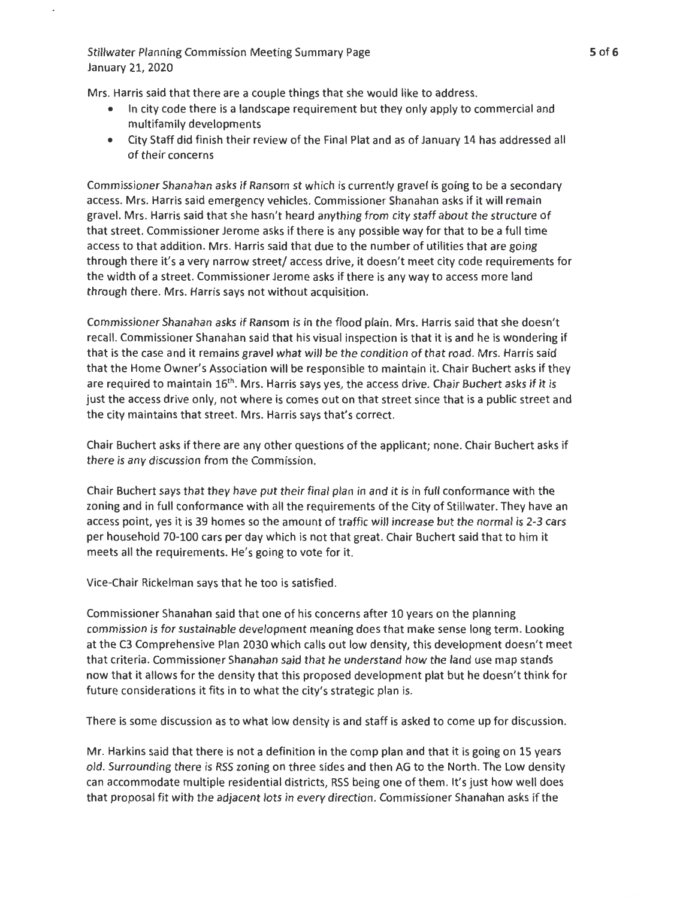Mrs. Harris said that there are a couple things that she would like to address.

- In city code there is a landscape requirement but they only apply to commercial and multifamily developments
- City Staff did finish their review of the Final Plat and as of January 14 has addressed all of their concerns

Commissioner Shanahan asks if Ransom st which is currently gravel is going to be a secondary access. Mrs. Harris said emergency vehicles. Commissioner Shanahan asks if it will remain gravel. Mrs. Harris said that she hasn't heard anything from city staff about the structure of that street. Commissioner Jerome asks if there is any possible way for that to be a full time access to that addition. Mrs. Harris said that due to the number of utilities that are going through there it's a very narrow street/ access drive, it doesn't meet city code requirements for the width of a street. Commissioner Jerome asks if there is any way to access more land through there. Mrs. Harris says not without acquisition.

Commissioner Shanahan asks if Ransom is in the flood plain. Mrs. Harris said that she doesn't recall. Commissioner Shanahan said that his visual inspection is that it is and he is wondering if that is the case and it remains gravel what will be the condition of that road. Mrs. Harris said that the Home Owner's Association will be responsible to maintain it. Chair Buchert asks if they are required to maintain 16th. Mrs. Harris says yes, the access drive. Chair Buchert asks if it is just the access drive only, not where is comes out on that street since that is a public street and the city maintains that street. Mrs. Harris says that's correct.

Chair Buchert asks if there are any other questions of the applicant; none. Chair Buchert asks if there is any discussion from the Commission.

Chair Buchert says that they have put their final plan in and it is in full conformance with the zoning and in full conformance with all the requirements of the City of Stillwater. They have an access point, yes it is 39 homes so the amount of traffic will increase but the normal is 2-3 cars per household 70-100 cars per day which is not that great. Chair Buchert said that to him it meets all the requirements. He's going to vote for it.

Vice-Chair Rickelman says that he too is satisfied.

Commissioner Shanahan said that one of his concerns after 10 years on the planning commission is for sustainable development meaning does that make sense long term. Looking at the C3 Comprehensive Plan 2030 which calls out low density, this development doesn't meet that criteria. Commissioner Shanahan said that he understand how the land use map stands now that it allows for the density that this proposed development plat but he doesn't think for future considerations it fits in to what the city's strategic plan is.

There is some discussion as to what low density is and staff is asked to come up for discussion.

Mr. Harkins said that there is not a definition in the comp plan and that it is going on 15 years old. Surrounding there is RSS zoning on three sides and then AG to the North. The Low density can accommodate multiple residential districts, RSS being one of them. It's just how well does that proposal fit with the adjacent lots in every direction. Commissioner Shanahan asks if the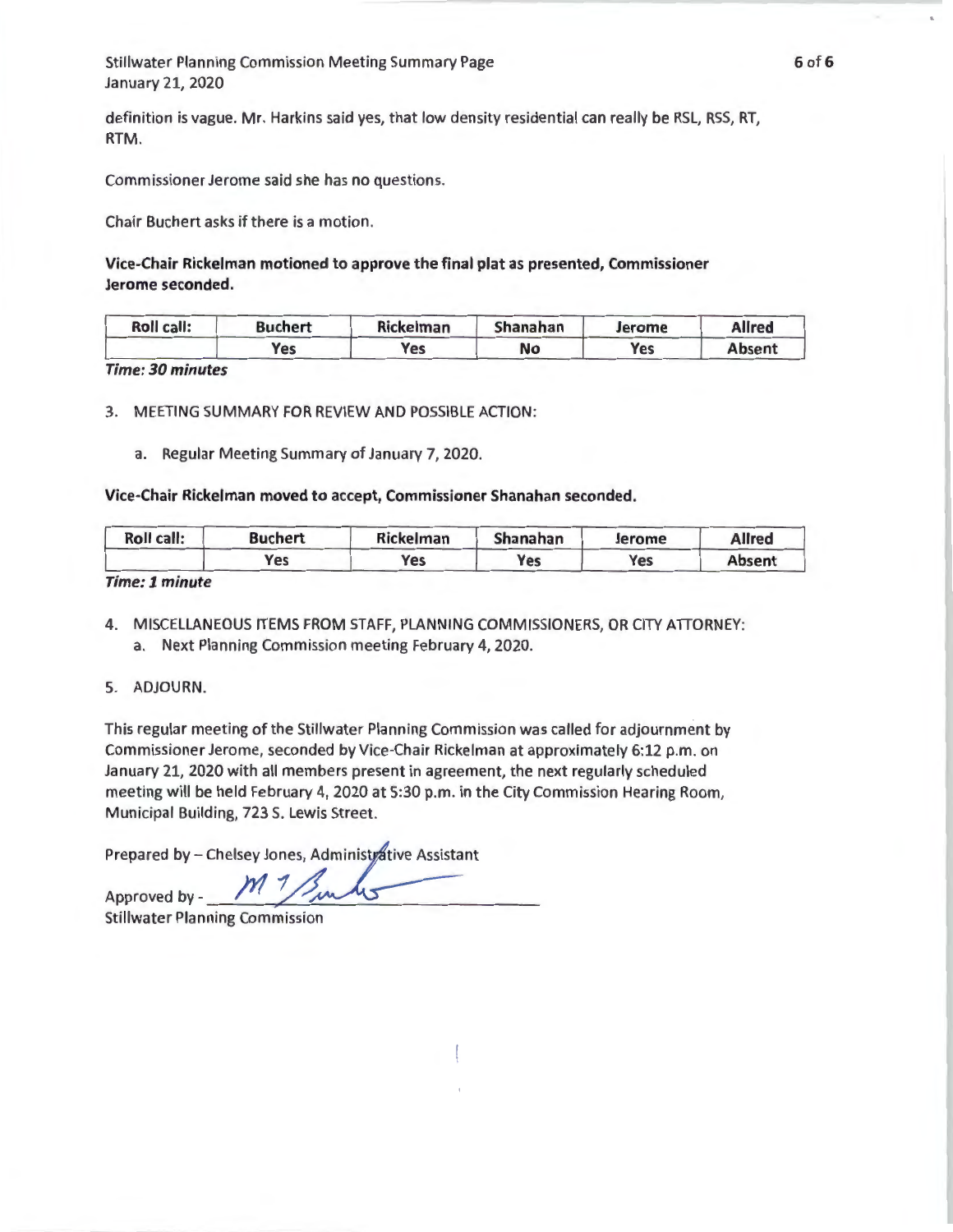definition is vague. Mr. Harkins said yes, that low density residential can really be RSL, RSS, RT, RTM.

Commissioner Jerome said she has no questions.

Chair Buchert asks if there is a motion.

**Vice-Chair Rickelman motioned to approve the final plat as presented, Commissioner Jerome seconded.**

| Roll call: | Buchert | Rickelman | Shanahan | Jerome | Allred |
|---|---|---|---|---|---|
| | Yes | Yes | No | Yes | Absent |

***Time: 30 minutes***

3. MEETING SUMMARY FOR REVIEW AND POSSIBLE ACTION:

    a. Regular Meeting Summary of January 7, 2020.

**Vice-Chair Rickelman moved to accept, Commissioner Shanahan seconded.**

| Roll call: | Buchert | Rickelman | Shanahan | Jerome | Allred |
|---|---|---|---|---|---|
| | Yes | Yes | Yes | Yes | Absent |

***Time: 1 minute***

4. MISCELLANEOUS ITEMS FROM STAFF, PLANNING COMMISSIONERS, OR CITY ATTORNEY:
    a. Next Planning Commission meeting February 4, 2020.

5. ADJOURN.

This regular meeting of the Stillwater Planning Commission was called for adjournment by Commissioner Jerome, seconded by Vice-Chair Rickelman at approximately 6:12 p.m. on January 21, 2020 with all members present in agreement, the next regularly scheduled meeting will be held February 4, 2020 at 5:30 p.m. in the City Commission Hearing Room, Municipal Building, 723 S. Lewis Street.

Prepared by – Chelsey Jones, Administrative Assistant

Approved by - M T Buchert

Stillwater Planning Commission